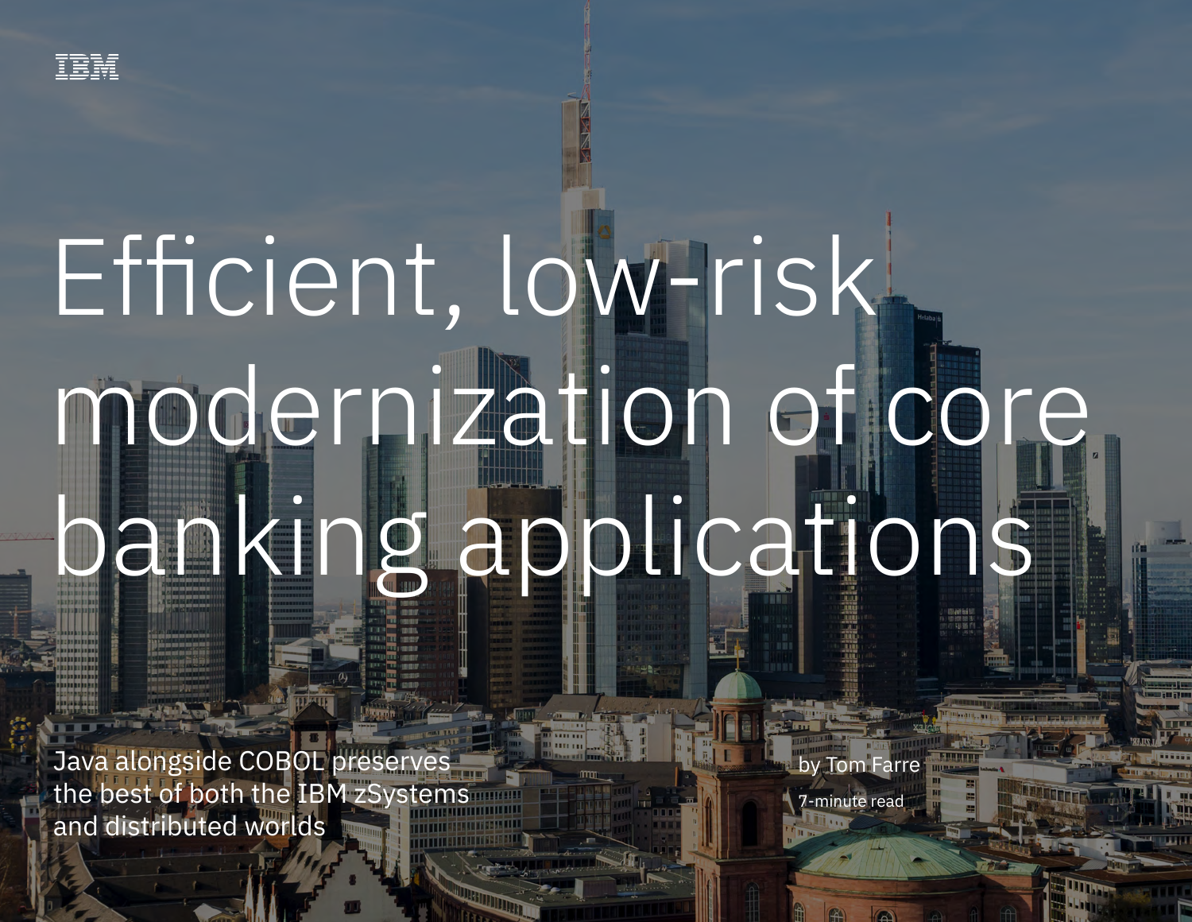IBM

# Efficient, low-risk modernization of core banking applications

Java alongside COBOL preserves the best of both the IBM zSystems and distributed worlds

by Tom Farre

7-minute read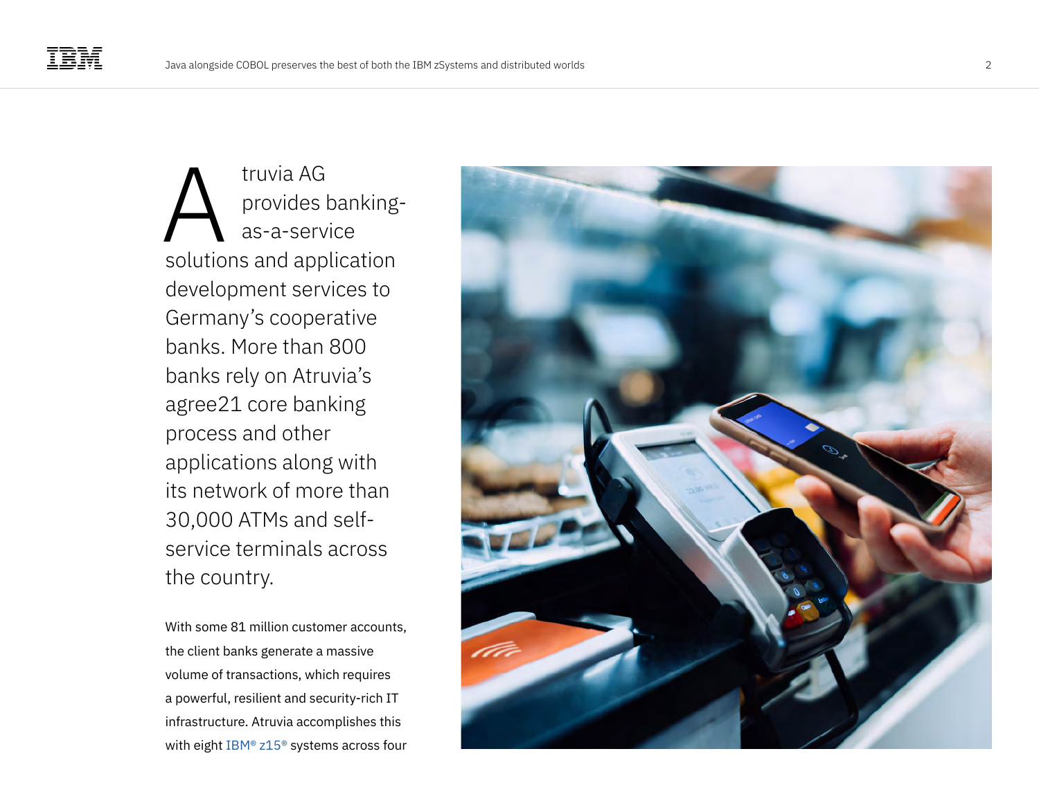Atruvia AG provides banking-as-a-service solutions and application development services to Germany's cooperative banks. More than 800 banks rely on Atruvia's agree21 core banking process and other applications along with its network of more than 30,000 ATMs and self-service terminals across the country.

With some 81 million customer accounts, the client banks generate a massive volume of transactions, which requires a powerful, resilient and security-rich IT infrastructure. Atruvia accomplishes this with eight IBM® z15® systems across four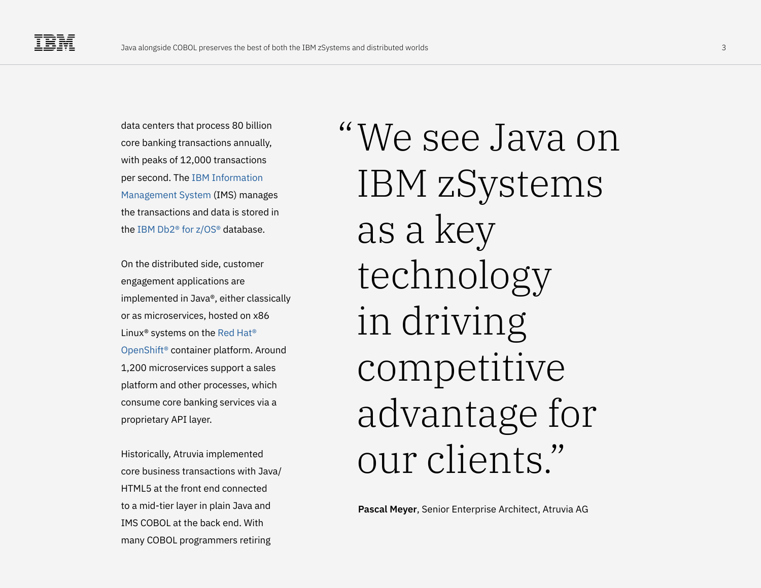data centers that process 80 billion core banking transactions annually, with peaks of 12,000 transactions per second. The IBM Information Management System (IMS) manages the transactions and data is stored in the IBM Db2® for z/OS® database.

On the distributed side, customer engagement applications are implemented in Java®, either classically or as microservices, hosted on x86 Linux® systems on the Red Hat® OpenShift® container platform. Around 1,200 microservices support a sales platform and other processes, which consume core banking services via a proprietary API layer.

Historically, Atruvia implemented core business transactions with Java/HTML5 at the front end connected to a mid-tier layer in plain Java and IMS COBOL at the back end. With many COBOL programmers retiring

> "We see Java on IBM zSystems as a key technology in driving competitive advantage for our clients."
>
> **Pascal Meyer**, Senior Enterprise Architect, Atruvia AG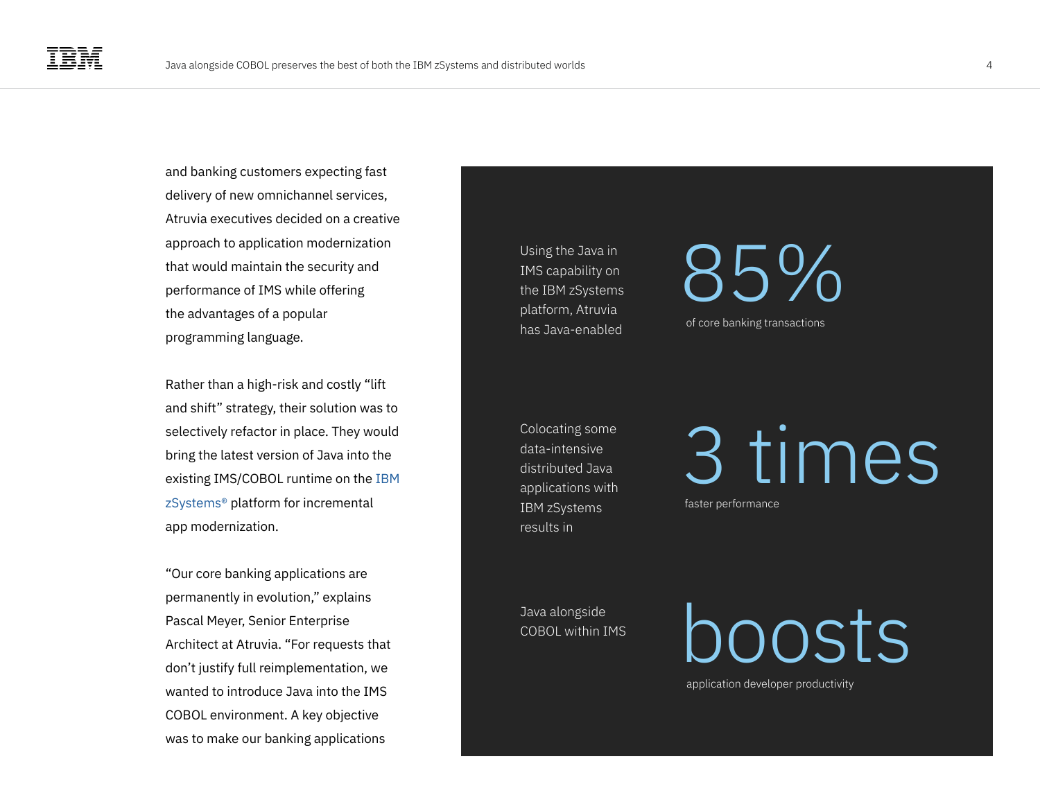and banking customers expecting fast delivery of new omnichannel services, Atruvia executives decided on a creative approach to application modernization that would maintain the security and performance of IMS while offering the advantages of a popular programming language.

Rather than a high-risk and costly "lift and shift" strategy, their solution was to selectively refactor in place. They would bring the latest version of Java into the existing IMS/COBOL runtime on the IBM zSystems® platform for incremental app modernization.

"Our core banking applications are permanently in evolution," explains Pascal Meyer, Senior Enterprise Architect at Atruvia. "For requests that don't justify full reimplementation, we wanted to introduce Java into the IMS COBOL environment. A key objective was to make our banking applications

Using the Java in IMS capability on the IBM zSystems platform, Atruvia has Java-enabled

**85%**

of core banking transactions

Colocating some data-intensive distributed Java applications with IBM zSystems results in

**3 times**

faster performance

Java alongside COBOL within IMS

**boosts**

application developer productivity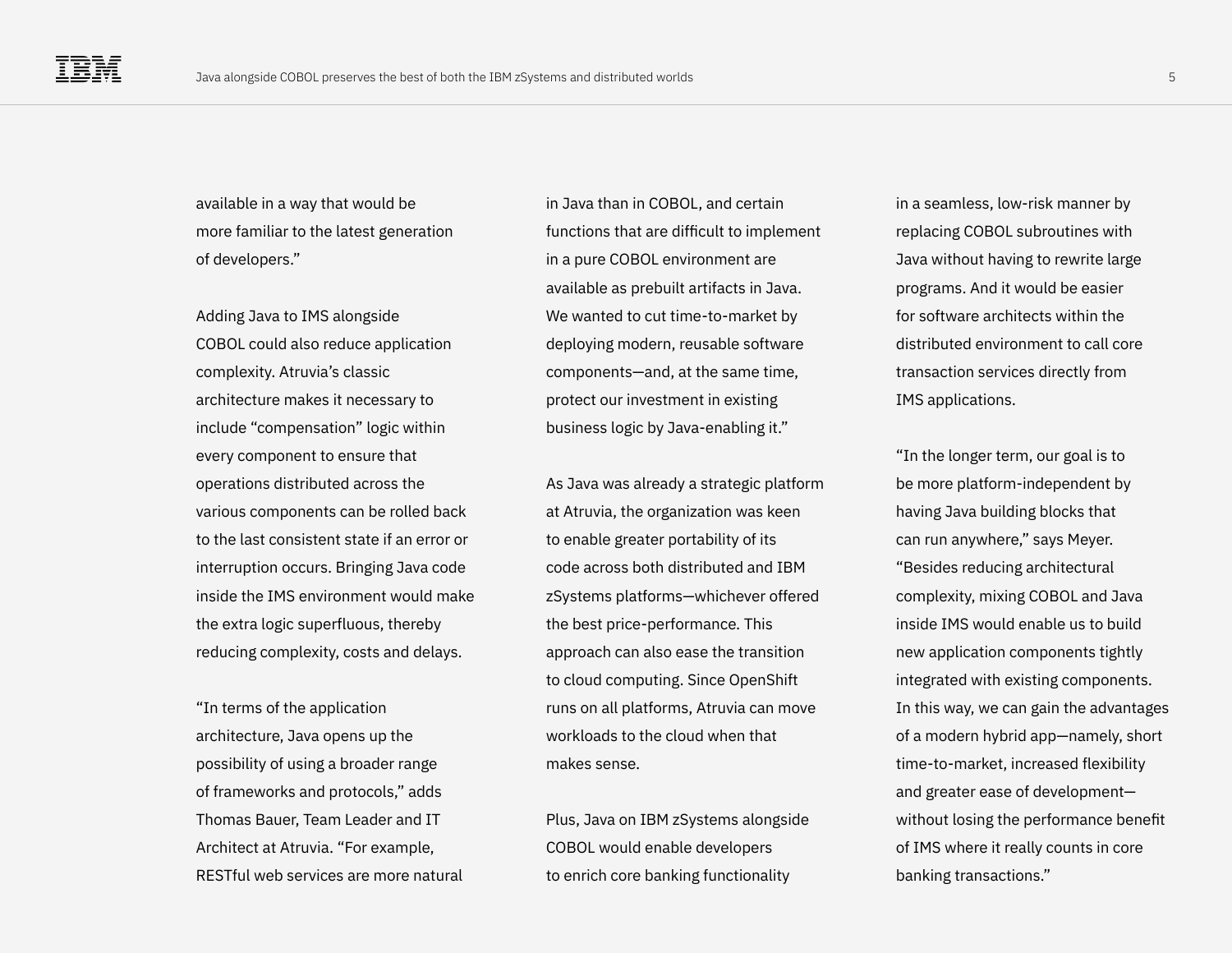available in a way that would be more familiar to the latest generation of developers."

Adding Java to IMS alongside COBOL could also reduce application complexity. Atruvia's classic architecture makes it necessary to include "compensation" logic within every component to ensure that operations distributed across the various components can be rolled back to the last consistent state if an error or interruption occurs. Bringing Java code inside the IMS environment would make the extra logic superfluous, thereby reducing complexity, costs and delays.

"In terms of the application architecture, Java opens up the possibility of using a broader range of frameworks and protocols," adds Thomas Bauer, Team Leader and IT Architect at Atruvia. "For example, RESTful web services are more natural in Java than in COBOL, and certain functions that are difficult to implement in a pure COBOL environment are available as prebuilt artifacts in Java. We wanted to cut time-to-market by deploying modern, reusable software components—and, at the same time, protect our investment in existing business logic by Java-enabling it."

As Java was already a strategic platform at Atruvia, the organization was keen to enable greater portability of its code across both distributed and IBM zSystems platforms—whichever offered the best price-performance. This approach can also ease the transition to cloud computing. Since OpenShift runs on all platforms, Atruvia can move workloads to the cloud when that makes sense.

Plus, Java on IBM zSystems alongside COBOL would enable developers to enrich core banking functionality in a seamless, low-risk manner by replacing COBOL subroutines with Java without having to rewrite large programs. And it would be easier for software architects within the distributed environment to call core transaction services directly from IMS applications.

"In the longer term, our goal is to be more platform-independent by having Java building blocks that can run anywhere," says Meyer. "Besides reducing architectural complexity, mixing COBOL and Java inside IMS would enable us to build new application components tightly integrated with existing components. In this way, we can gain the advantages of a modern hybrid app—namely, short time-to-market, increased flexibility and greater ease of development—without losing the performance benefit of IMS where it really counts in core banking transactions."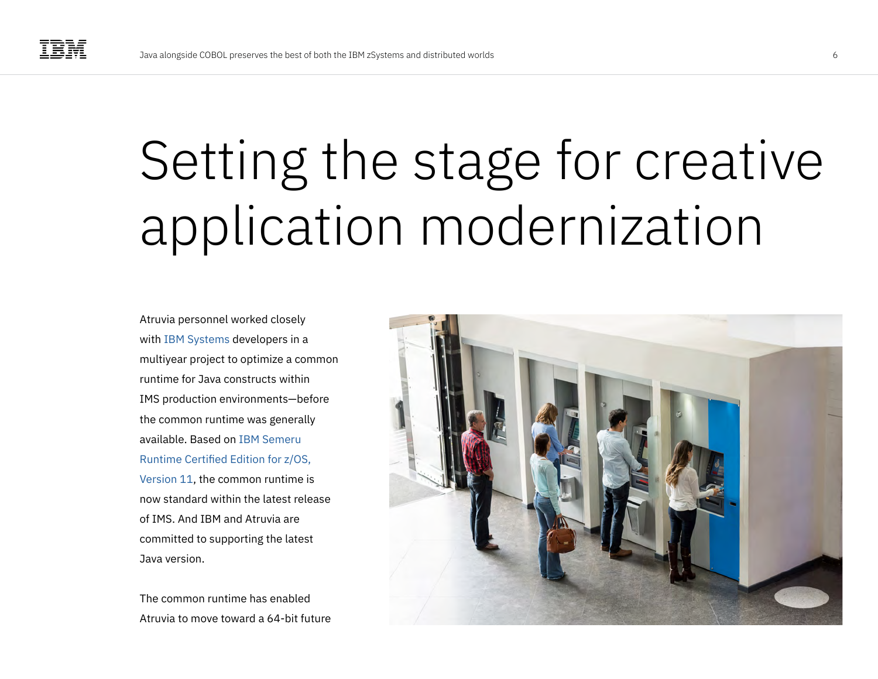# Setting the stage for creative application modernization

Atruvia personnel worked closely with IBM Systems developers in a multiyear project to optimize a common runtime for Java constructs within IMS production environments—before the common runtime was generally available. Based on IBM Semeru Runtime Certified Edition for z/OS, Version 11, the common runtime is now standard within the latest release of IMS. And IBM and Atruvia are committed to supporting the latest Java version.

The common runtime has enabled Atruvia to move toward a 64-bit future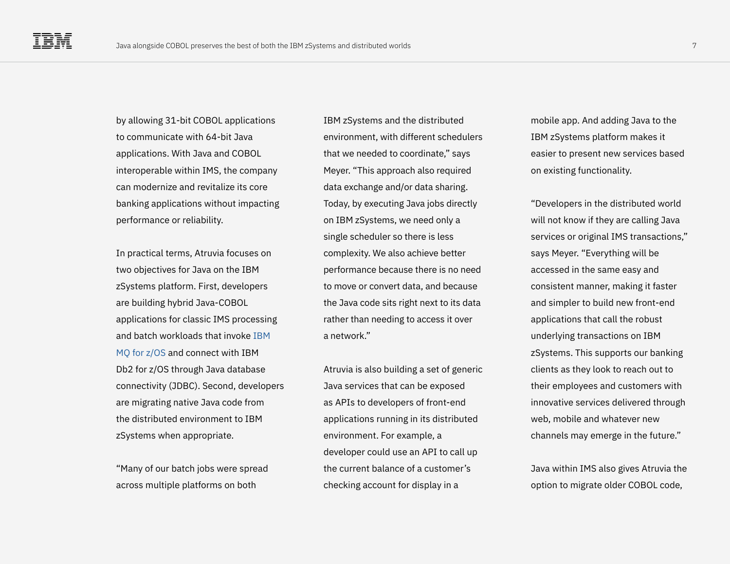by allowing 31-bit COBOL applications to communicate with 64-bit Java applications. With Java and COBOL interoperable within IMS, the company can modernize and revitalize its core banking applications without impacting performance or reliability.

In practical terms, Atruvia focuses on two objectives for Java on the IBM zSystems platform. First, developers are building hybrid Java-COBOL applications for classic IMS processing and batch workloads that invoke IBM MQ for z/OS and connect with IBM Db2 for z/OS through Java database connectivity (JDBC). Second, developers are migrating native Java code from the distributed environment to IBM zSystems when appropriate.

"Many of our batch jobs were spread across multiple platforms on both IBM zSystems and the distributed environment, with different schedulers that we needed to coordinate," says Meyer. "This approach also required data exchange and/or data sharing. Today, by executing Java jobs directly on IBM zSystems, we need only a single scheduler so there is less complexity. We also achieve better performance because there is no need to move or convert data, and because the Java code sits right next to its data rather than needing to access it over a network."

Atruvia is also building a set of generic Java services that can be exposed as APIs to developers of front-end applications running in its distributed environment. For example, a developer could use an API to call up the current balance of a customer's checking account for display in a mobile app. And adding Java to the IBM zSystems platform makes it easier to present new services based on existing functionality.

"Developers in the distributed world will not know if they are calling Java services or original IMS transactions," says Meyer. "Everything will be accessed in the same easy and consistent manner, making it faster and simpler to build new front-end applications that call the robust underlying transactions on IBM zSystems. This supports our banking clients as they look to reach out to their employees and customers with innovative services delivered through web, mobile and whatever new channels may emerge in the future."

Java within IMS also gives Atruvia the option to migrate older COBOL code,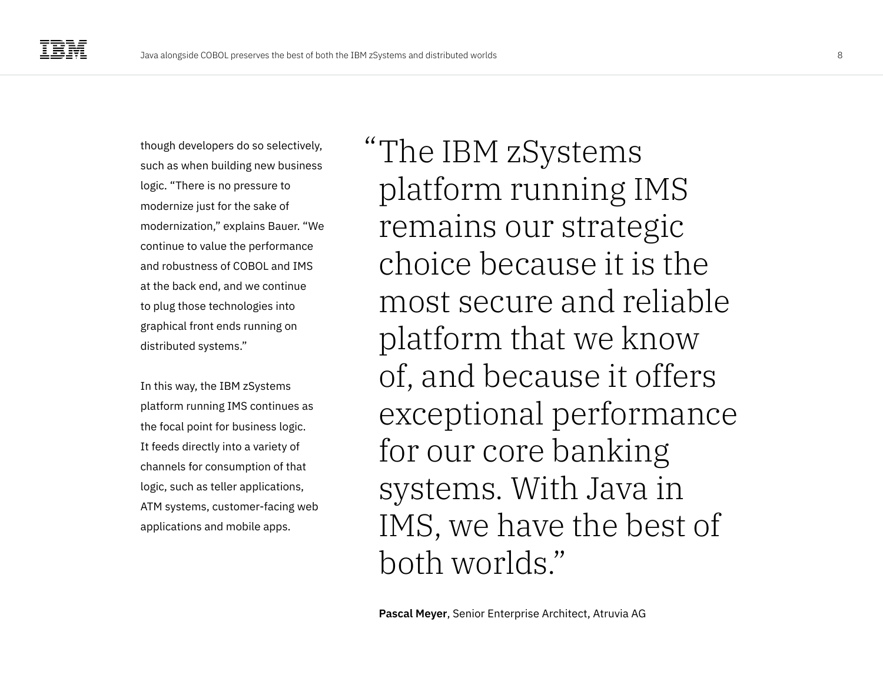though developers do so selectively, such as when building new business logic. "There is no pressure to modernize just for the sake of modernization," explains Bauer. "We continue to value the performance and robustness of COBOL and IMS at the back end, and we continue to plug those technologies into graphical front ends running on distributed systems."

In this way, the IBM zSystems platform running IMS continues as the focal point for business logic. It feeds directly into a variety of channels for consumption of that logic, such as teller applications, ATM systems, customer-facing web applications and mobile apps.

> "The IBM zSystems platform running IMS remains our strategic choice because it is the most secure and reliable platform that we know of, and because it offers exceptional performance for our core banking systems. With Java in IMS, we have the best of both worlds."
>
> **Pascal Meyer**, Senior Enterprise Architect, Atruvia AG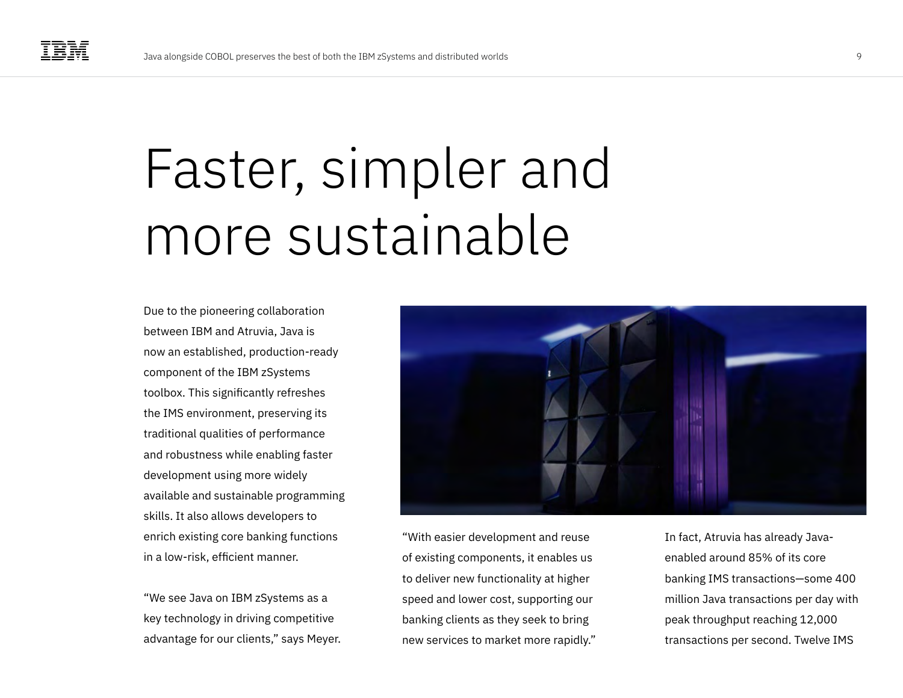# Faster, simpler and more sustainable

Due to the pioneering collaboration between IBM and Atruvia, Java is now an established, production-ready component of the IBM zSystems toolbox. This significantly refreshes the IMS environment, preserving its traditional qualities of performance and robustness while enabling faster development using more widely available and sustainable programming skills. It also allows developers to enrich existing core banking functions in a low-risk, efficient manner.

"We see Java on IBM zSystems as a key technology in driving competitive advantage for our clients," says Meyer. "With easier development and reuse of existing components, it enables us to deliver new functionality at higher speed and lower cost, supporting our banking clients as they seek to bring new services to market more rapidly."

In fact, Atruvia has already Java-enabled around 85% of its core banking IMS transactions—some 400 million Java transactions per day with peak throughput reaching 12,000 transactions per second. Twelve IMS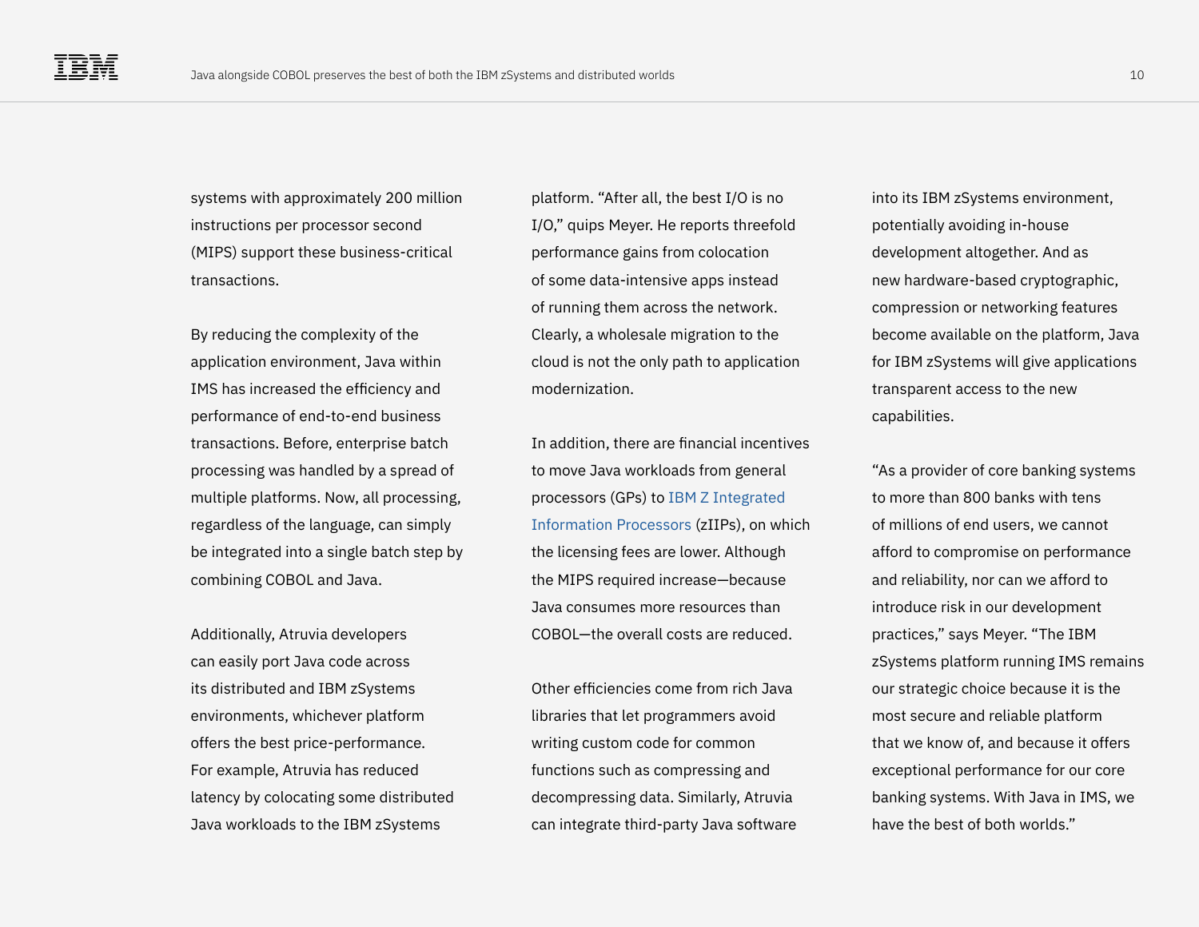systems with approximately 200 million instructions per processor second (MIPS) support these business-critical transactions.

By reducing the complexity of the application environment, Java within IMS has increased the efficiency and performance of end-to-end business transactions. Before, enterprise batch processing was handled by a spread of multiple platforms. Now, all processing, regardless of the language, can simply be integrated into a single batch step by combining COBOL and Java.

Additionally, Atruvia developers can easily port Java code across its distributed and IBM zSystems environments, whichever platform offers the best price-performance. For example, Atruvia has reduced latency by colocating some distributed Java workloads to the IBM zSystems platform. “After all, the best I/O is no I/O,” quips Meyer. He reports threefold performance gains from colocation of some data-intensive apps instead of running them across the network. Clearly, a wholesale migration to the cloud is not the only path to application modernization.

In addition, there are financial incentives to move Java workloads from general processors (GPs) to IBM Z Integrated Information Processors (zIIPs), on which the licensing fees are lower. Although the MIPS required increase—because Java consumes more resources than COBOL—the overall costs are reduced.

Other efficiencies come from rich Java libraries that let programmers avoid writing custom code for common functions such as compressing and decompressing data. Similarly, Atruvia can integrate third-party Java software into its IBM zSystems environment, potentially avoiding in-house development altogether. And as new hardware-based cryptographic, compression or networking features become available on the platform, Java for IBM zSystems will give applications transparent access to the new capabilities.

“As a provider of core banking systems to more than 800 banks with tens of millions of end users, we cannot afford to compromise on performance and reliability, nor can we afford to introduce risk in our development practices,” says Meyer. “The IBM zSystems platform running IMS remains our strategic choice because it is the most secure and reliable platform that we know of, and because it offers exceptional performance for our core banking systems. With Java in IMS, we have the best of both worlds.”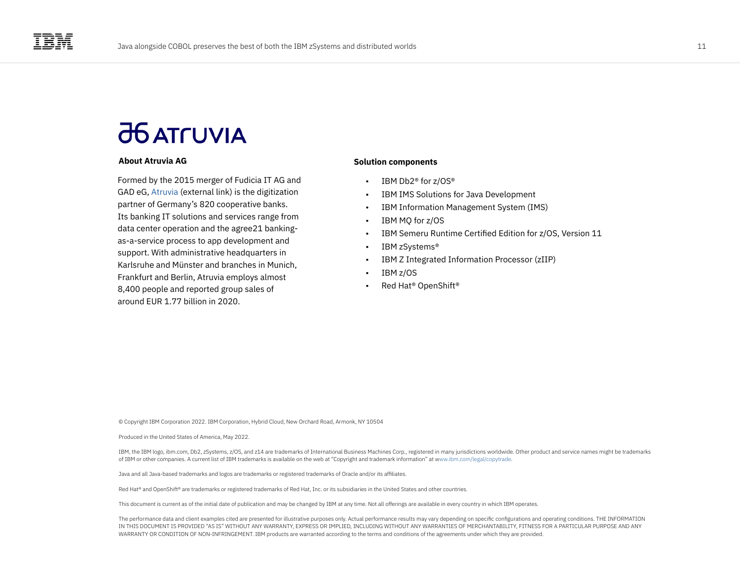## About Atruvia AG

Formed by the 2015 merger of Fudicia IT AG and GAD eG, Atruvia (external link) is the digitization partner of Germany's 820 cooperative banks. Its banking IT solutions and services range from data center operation and the agree21 banking-as-a-service process to app development and support. With administrative headquarters in Karlsruhe and Münster and branches in Munich, Frankfurt and Berlin, Atruvia employs almost 8,400 people and reported group sales of around EUR 1.77 billion in 2020.

## Solution components

- IBM Db2® for z/OS®
- IBM IMS Solutions for Java Development
- IBM Information Management System (IMS)
- IBM MQ for z/OS
- IBM Semeru Runtime Certified Edition for z/OS, Version 11
- IBM zSystems®
- IBM Z Integrated Information Processor (zIIP)
- IBM z/OS
- Red Hat® OpenShift®

© Copyright IBM Corporation 2022. IBM Corporation, Hybrid Cloud, New Orchard Road, Armonk, NY 10504

Produced in the United States of America, May 2022.

IBM, the IBM logo, ibm.com, Db2, zSystems, z/OS, and z14 are trademarks of International Business Machines Corp., registered in many jurisdictions worldwide. Other product and service names might be trademarks of IBM or other companies. A current list of IBM trademarks is available on the web at "Copyright and trademark information" at www.ibm.com/legal/copytrade.

Java and all Java-based trademarks and logos are trademarks or registered trademarks of Oracle and/or its affiliates.

Red Hat® and OpenShift® are trademarks or registered trademarks of Red Hat, Inc. or its subsidiaries in the United States and other countries.

This document is current as of the initial date of publication and may be changed by IBM at any time. Not all offerings are available in every country in which IBM operates.

The performance data and client examples cited are presented for illustrative purposes only. Actual performance results may vary depending on specific configurations and operating conditions. THE INFORMATION IN THIS DOCUMENT IS PROVIDED "AS IS" WITHOUT ANY WARRANTY, EXPRESS OR IMPLIED, INCLUDING WITHOUT ANY WARRANTIES OF MERCHANTABILITY, FITNESS FOR A PARTICULAR PURPOSE AND ANY WARRANTY OR CONDITION OF NON-INFRINGEMENT. IBM products are warranted according to the terms and conditions of the agreements under which they are provided.